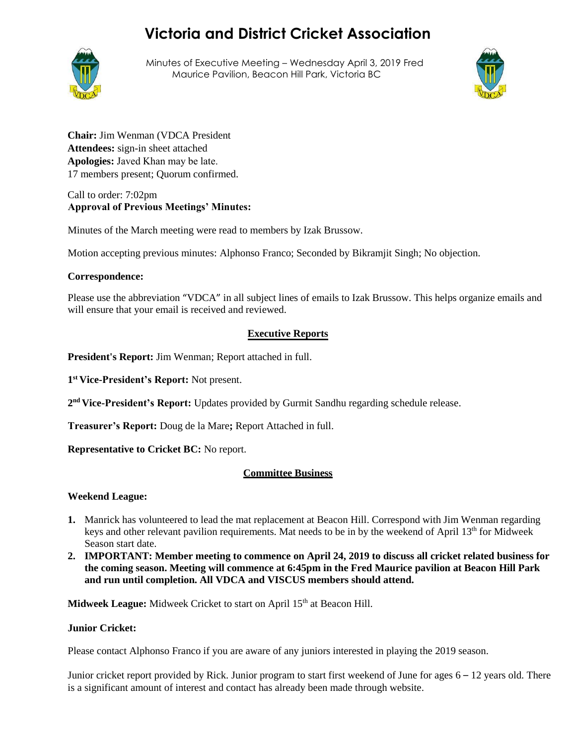# Victoria and District Cricket Association

Minutes of Executive Meeting – Wednesday April 3, 2019 Fred Maurice Pavilion, Beacon Hill Park, Victoria BC

**Chair:** Jim Wenman (VDCA President
**Attendees:** sign-in sheet attached
**Apologies:** Javed Khan may be late.
17 members present; Quorum confirmed.

Call to order: 7:02pm
**Approval of Previous Meetings' Minutes:**

Minutes of the March meeting were read to members by Izak Brussow.

Motion accepting previous minutes: Alphonso Franco; Seconded by Bikramjit Singh; No objection.

**Correspondence:**

Please use the abbreviation "VDCA" in all subject lines of emails to Izak Brussow. This helps organize emails and will ensure that your email is received and reviewed.

## Executive Reports

**President's Report:** Jim Wenman; Report attached in full.

**1st Vice-President's Report:** Not present.

**2nd Vice-President's Report:** Updates provided by Gurmit Sandhu regarding schedule release.

**Treasurer's Report:** Doug de la Mare**;** Report Attached in full.

**Representative to Cricket BC:** No report.

## Committee Business

**Weekend League:**

1. Manrick has volunteered to lead the mat replacement at Beacon Hill. Correspond with Jim Wenman regarding keys and other relevant pavilion requirements. Mat needs to be in by the weekend of April 13th for Midweek Season start date.
2. **IMPORTANT: Member meeting to commence on April 24, 2019 to discuss all cricket related business for the coming season. Meeting will commence at 6:45pm in the Fred Maurice pavilion at Beacon Hill Park and run until completion. All VDCA and VISCUS members should attend.**

**Midweek League:** Midweek Cricket to start on April 15th at Beacon Hill.

**Junior Cricket:**

Please contact Alphonso Franco if you are aware of any juniors interested in playing the 2019 season.

Junior cricket report provided by Rick. Junior program to start first weekend of June for ages 6 – 12 years old. There is a significant amount of interest and contact has already been made through website.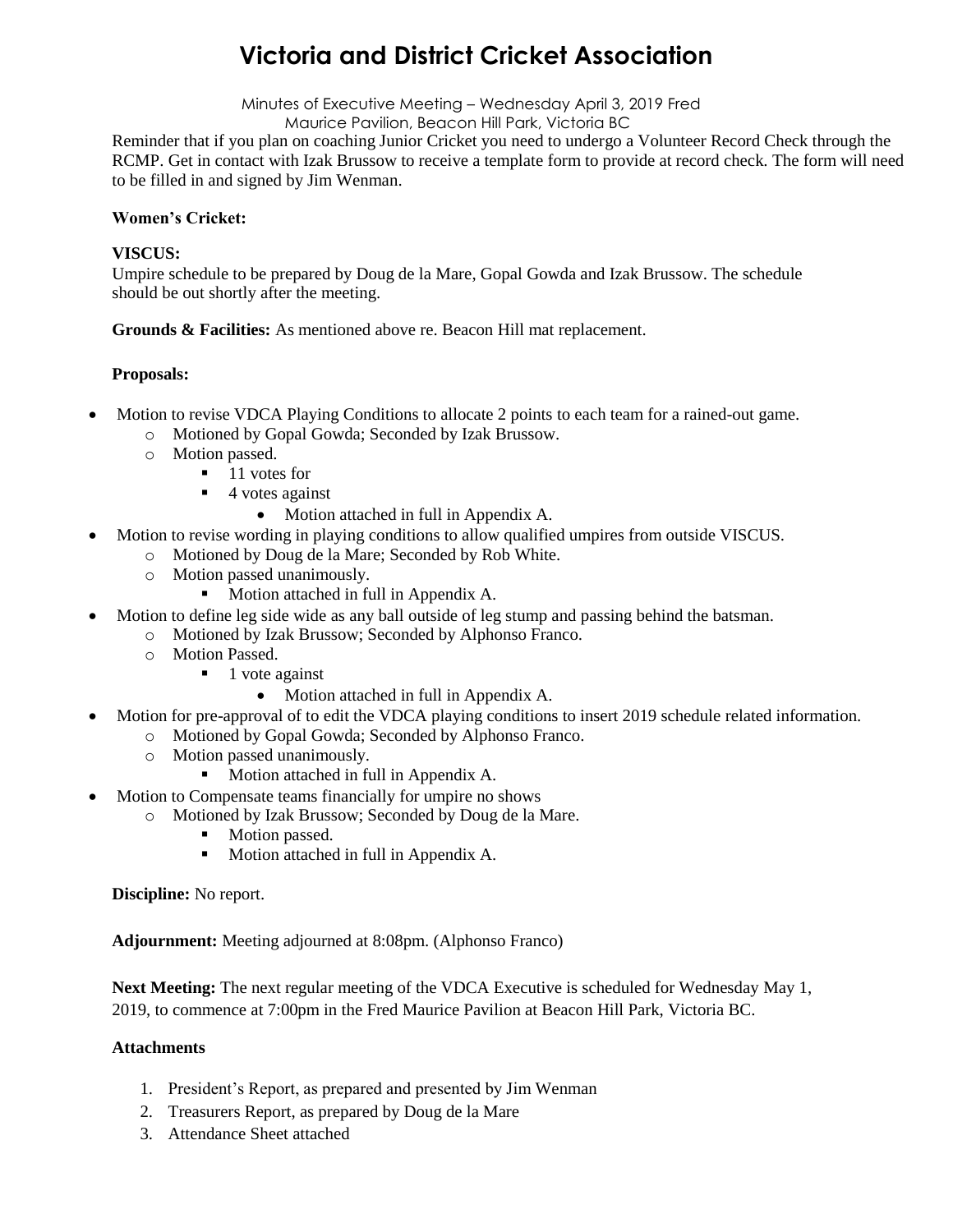# Victoria and District Cricket Association

Minutes of Executive Meeting – Wednesday April 3, 2019 Fred Maurice Pavilion, Beacon Hill Park, Victoria BC

Reminder that if you plan on coaching Junior Cricket you need to undergo a Volunteer Record Check through the RCMP. Get in contact with Izak Brussow to receive a template form to provide at record check. The form will need to be filled in and signed by Jim Wenman.

**Women's Cricket:**

**VISCUS:**
Umpire schedule to be prepared by Doug de la Mare, Gopal Gowda and Izak Brussow. The schedule should be out shortly after the meeting.

**Grounds & Facilities:** As mentioned above re. Beacon Hill mat replacement.

**Proposals:**

- Motion to revise VDCA Playing Conditions to allocate 2 points to each team for a rained-out game.
  - Motioned by Gopal Gowda; Seconded by Izak Brussow.
  - Motion passed.
    - 11 votes for
    - 4 votes against
      - Motion attached in full in Appendix A.
- Motion to revise wording in playing conditions to allow qualified umpires from outside VISCUS.
  - Motioned by Doug de la Mare; Seconded by Rob White.
  - Motion passed unanimously.
    - Motion attached in full in Appendix A.
- Motion to define leg side wide as any ball outside of leg stump and passing behind the batsman.
  - Motioned by Izak Brussow; Seconded by Alphonso Franco.
  - Motion Passed.
    - 1 vote against
      - Motion attached in full in Appendix A.
- Motion for pre-approval of to edit the VDCA playing conditions to insert 2019 schedule related information.
  - Motioned by Gopal Gowda; Seconded by Alphonso Franco.
  - Motion passed unanimously.
    - Motion attached in full in Appendix A.
- Motion to Compensate teams financially for umpire no shows
  - Motioned by Izak Brussow; Seconded by Doug de la Mare.
    - Motion passed.
    - Motion attached in full in Appendix A.

**Discipline:** No report.

**Adjournment:** Meeting adjourned at 8:08pm. (Alphonso Franco)

**Next Meeting:** The next regular meeting of the VDCA Executive is scheduled for Wednesday May 1, 2019, to commence at 7:00pm in the Fred Maurice Pavilion at Beacon Hill Park, Victoria BC.

**Attachments**

1. President's Report, as prepared and presented by Jim Wenman
2. Treasurers Report, as prepared by Doug de la Mare
3. Attendance Sheet attached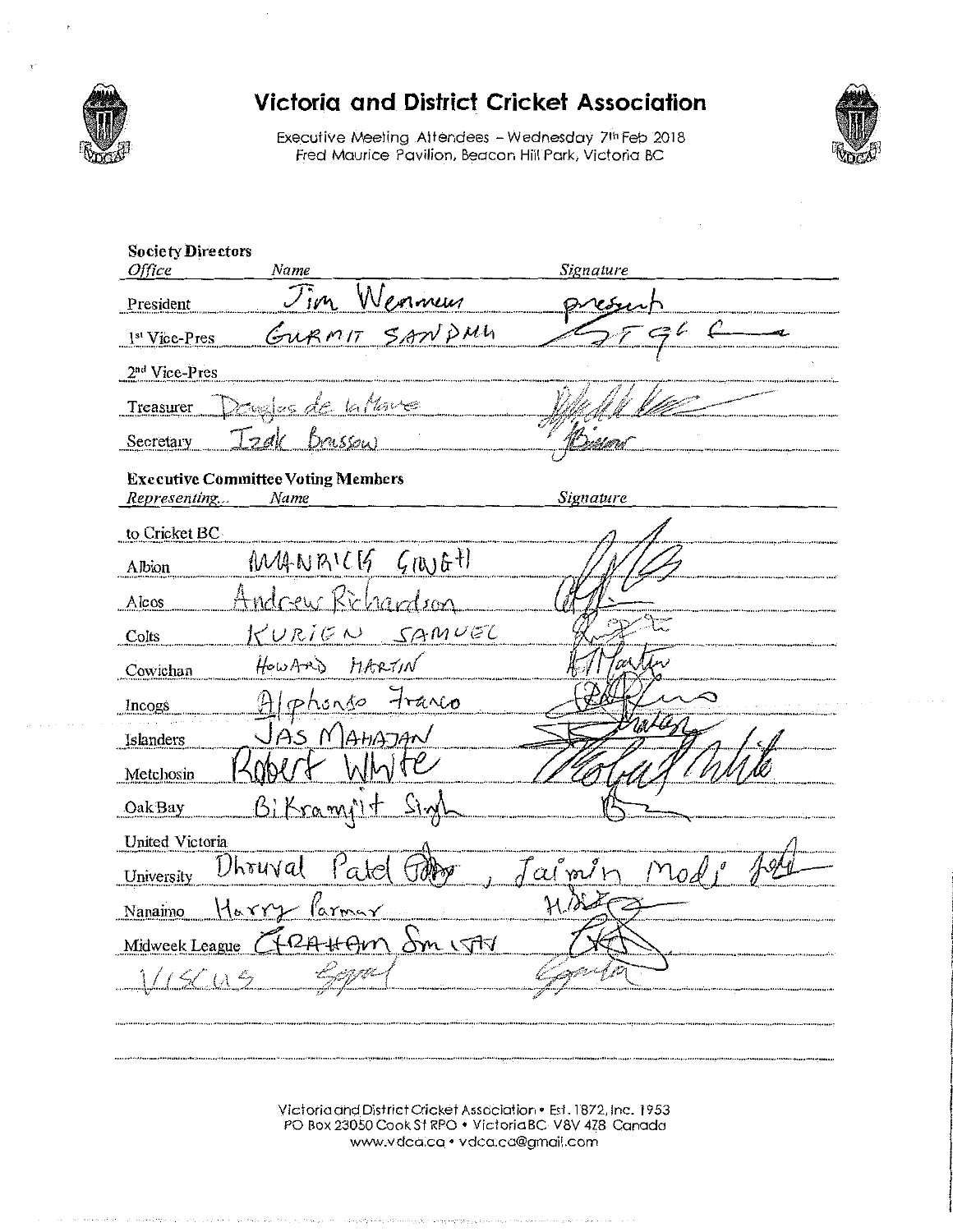# Victoria and District Cricket Association

Executive Meeting Attendees – Wednesday 7th Feb 2018
Fred Maurice Pavilion, Beacon Hill Park, Victoria BC

**Society Directors**

| *Office* | *Name* | *Signature* |
|---|---|---|
| President | Jim Wenman | present |
| 1st Vice-Pres | GURMIT SANDHU | [signature] |
| 2nd Vice-Pres | | |
| Treasurer | Douglas de la Mare | [signature] |
| Secretary | Izak Brisson | [signature] |

**Executive Committee Voting Members**

| *Representing...* | *Name* | *Signature* |
|---|---|---|
| to Cricket BC | | |
| Albion | MANRICK SINGH | [signature] |
| Alcos | Andrew Richardson | [signature] |
| Colts | KURIEN SAMUEL | [signature] |
| Cowichan | HOWARD MARTIN | [signature] |
| Incogs | Alphonso Franco | [signature] |
| Islanders | JAS MAHAJAN | [signature] |
| Metchosin | Robert White | [signature] |
| Oak Bay | Bikramjit Singh | [signature] |
| United Victoria | | |
| University | Dhruval Patel [signature], Jaimin Modi | [signature] |
| Nanaimo | Harry Parmar | [signature] |
| Midweek League | GRAHAM SMITH | [signature] |
| VISCUS | [signature] | [signature] |

Victoria and District Cricket Association • Est. 1872, Inc. 1953
PO Box 23050 Cook St RPO • Victoria BC V8V 4Z8 Canada
www.vdca.ca • vdca.ca@gmail.com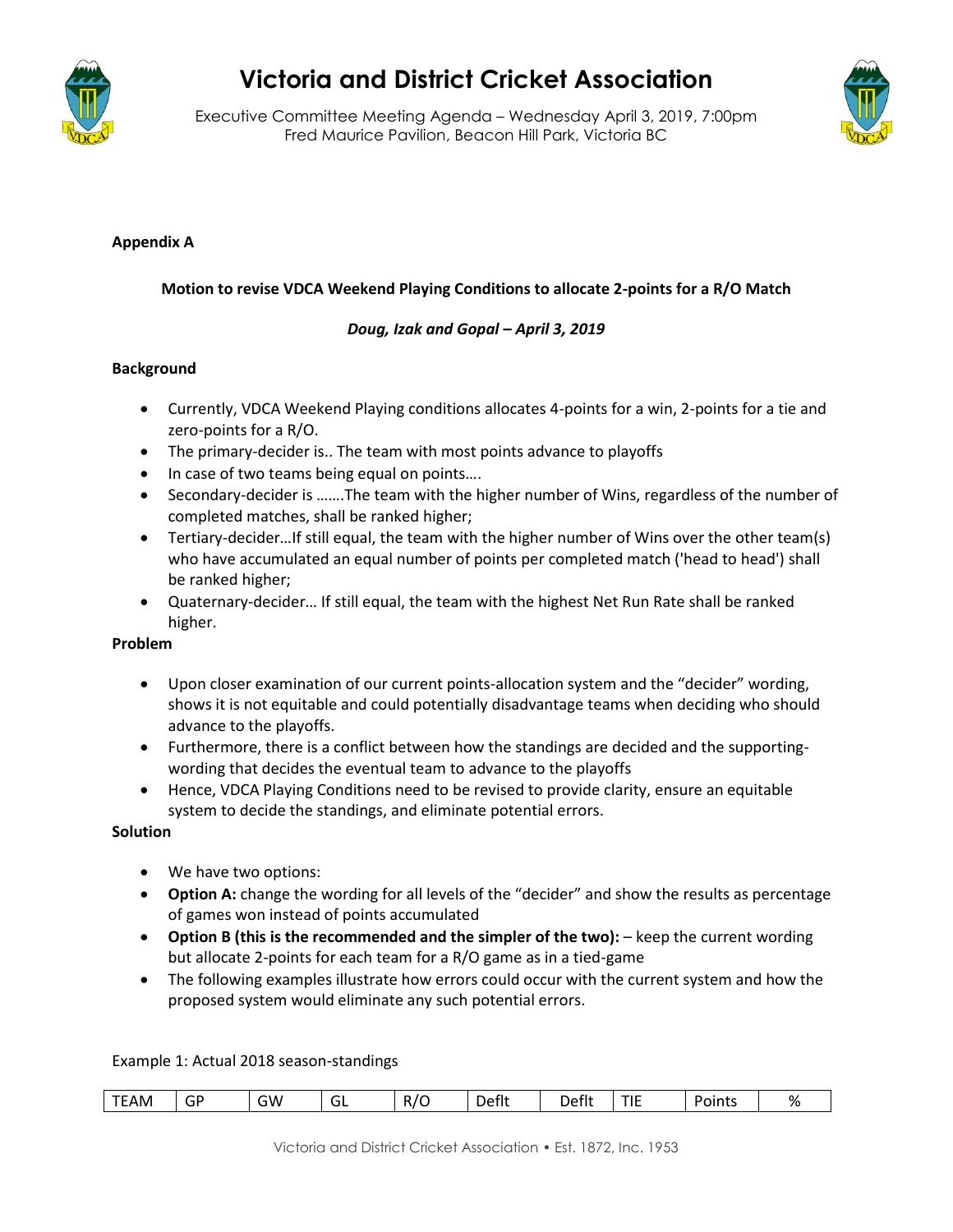# Victoria and District Cricket Association

Executive Committee Meeting Agenda – Wednesday April 3, 2019, 7:00pm
Fred Maurice Pavilion, Beacon Hill Park, Victoria BC

**Appendix A**

**Motion to revise VDCA Weekend Playing Conditions to allocate 2-points for a R/O Match**

***Doug, Izak and Gopal – April 3, 2019***

**Background**

- Currently, VDCA Weekend Playing conditions allocates 4-points for a win, 2-points for a tie and zero-points for a R/O.
- The primary-decider is.. The team with most points advance to playoffs
- In case of two teams being equal on points….
- Secondary-decider is …….The team with the higher number of Wins, regardless of the number of completed matches, shall be ranked higher;
- Tertiary-decider…If still equal, the team with the higher number of Wins over the other team(s) who have accumulated an equal number of points per completed match ('head to head') shall be ranked higher;
- Quaternary-decider… If still equal, the team with the highest Net Run Rate shall be ranked higher.

**Problem**

- Upon closer examination of our current points-allocation system and the "decider" wording, shows it is not equitable and could potentially disadvantage teams when deciding who should advance to the playoffs.
- Furthermore, there is a conflict between how the standings are decided and the supporting-wording that decides the eventual team to advance to the playoffs
- Hence, VDCA Playing Conditions need to be revised to provide clarity, ensure an equitable system to decide the standings, and eliminate potential errors.

**Solution**

- We have two options:
- **Option A:** change the wording for all levels of the "decider" and show the results as percentage of games won instead of points accumulated
- **Option B (this is the recommended and the simpler of the two):** – keep the current wording but allocate 2-points for each team for a R/O game as in a tied-game
- The following examples illustrate how errors could occur with the current system and how the proposed system would eliminate any such potential errors.

Example 1: Actual 2018 season-standings

| TEAM | GP | GW | GL | R/O | Deflt | Deflt | TIE | Points | % |
|---|---|---|---|---|---|---|---|---|---|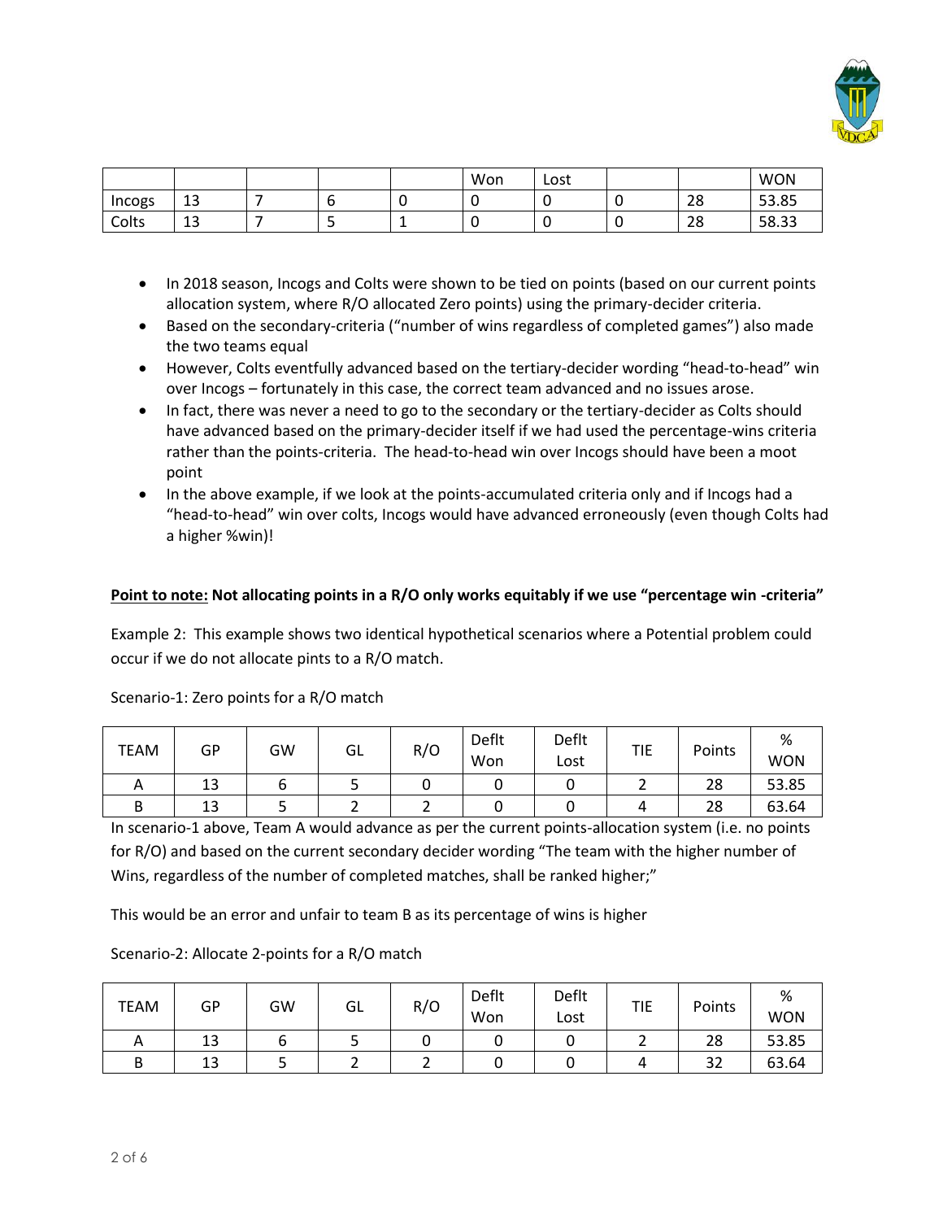| | | | | | Won | Lost | | | WON |
|---|---|---|---|---|---|---|---|---|---|
| Incogs | 13 | 7 | 6 | 0 | 0 | 0 | 0 | 28 | 53.85 |
| Colts | 13 | 7 | 5 | 1 | 0 | 0 | 0 | 28 | 58.33 |

- In 2018 season, Incogs and Colts were shown to be tied on points (based on our current points allocation system, where R/O allocated Zero points) using the primary-decider criteria.
- Based on the secondary-criteria ("number of wins regardless of completed games") also made the two teams equal
- However, Colts eventfully advanced based on the tertiary-decider wording "head-to-head" win over Incogs – fortunately in this case, the correct team advanced and no issues arose.
- In fact, there was never a need to go to the secondary or the tertiary-decider as Colts should have advanced based on the primary-decider itself if we had used the percentage-wins criteria rather than the points-criteria. The head-to-head win over Incogs should have been a moot point
- In the above example, if we look at the points-accumulated criteria only and if Incogs had a "head-to-head" win over colts, Incogs would have advanced erroneously (even though Colts had a higher %win)!

**<u>Point to note:</u> Not allocating points in a R/O only works equitably if we use "percentage win -criteria"**

Example 2: This example shows two identical hypothetical scenarios where a Potential problem could occur if we do not allocate pints to a R/O match.

Scenario-1: Zero points for a R/O match

| TEAM | GP | GW | GL | R/O | Deflt Won | Deflt Lost | TIE | Points | % WON |
|---|---|---|---|---|---|---|---|---|---|
| A | 13 | 6 | 5 | 0 | 0 | 0 | 2 | 28 | 53.85 |
| B | 13 | 5 | 2 | 2 | 0 | 0 | 4 | 28 | 63.64 |

In scenario-1 above, Team A would advance as per the current points-allocation system (i.e. no points for R/O) and based on the current secondary decider wording "The team with the higher number of Wins, regardless of the number of completed matches, shall be ranked higher;"

This would be an error and unfair to team B as its percentage of wins is higher

Scenario-2: Allocate 2-points for a R/O match

| TEAM | GP | GW | GL | R/O | Deflt Won | Deflt Lost | TIE | Points | % WON |
|---|---|---|---|---|---|---|---|---|---|
| A | 13 | 6 | 5 | 0 | 0 | 0 | 2 | 28 | 53.85 |
| B | 13 | 5 | 2 | 2 | 0 | 0 | 4 | 32 | 63.64 |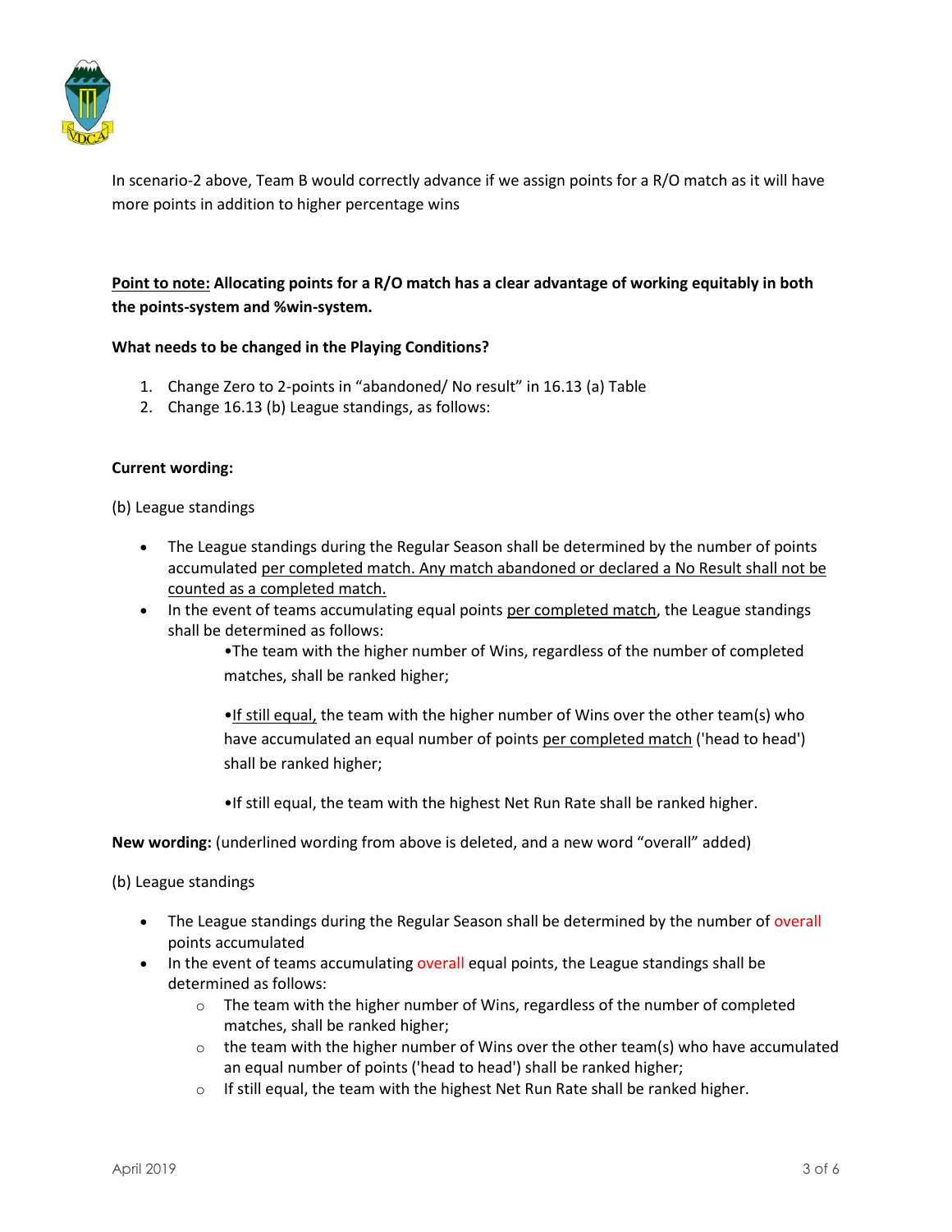In scenario-2 above, Team B would correctly advance if we assign points for a R/O match as it will have more points in addition to higher percentage wins

**Point to note: Allocating points for a R/O match has a clear advantage of working equitably in both the points-system and %win-system.**

**What needs to be changed in the Playing Conditions?**

1. Change Zero to 2-points in "abandoned/ No result" in 16.13 (a) Table
2. Change 16.13 (b) League standings, as follows:

**Current wording:**

(b) League standings

- The League standings during the Regular Season shall be determined by the number of points accumulated per completed match. Any match abandoned or declared a No Result shall not be counted as a completed match.
- In the event of teams accumulating equal points per completed match, the League standings shall be determined as follows:
  - The team with the higher number of Wins, regardless of the number of completed matches, shall be ranked higher;
  - If still equal, the team with the higher number of Wins over the other team(s) who have accumulated an equal number of points per completed match ('head to head') shall be ranked higher;
  - If still equal, the team with the highest Net Run Rate shall be ranked higher.

**New wording:** (underlined wording from above is deleted, and a new word "overall" added)

(b) League standings

- The League standings during the Regular Season shall be determined by the number of overall points accumulated
- In the event of teams accumulating overall equal points, the League standings shall be determined as follows:
  - The team with the higher number of Wins, regardless of the number of completed matches, shall be ranked higher;
  - the team with the higher number of Wins over the other team(s) who have accumulated an equal number of points ('head to head') shall be ranked higher;
  - If still equal, the team with the highest Net Run Rate shall be ranked higher.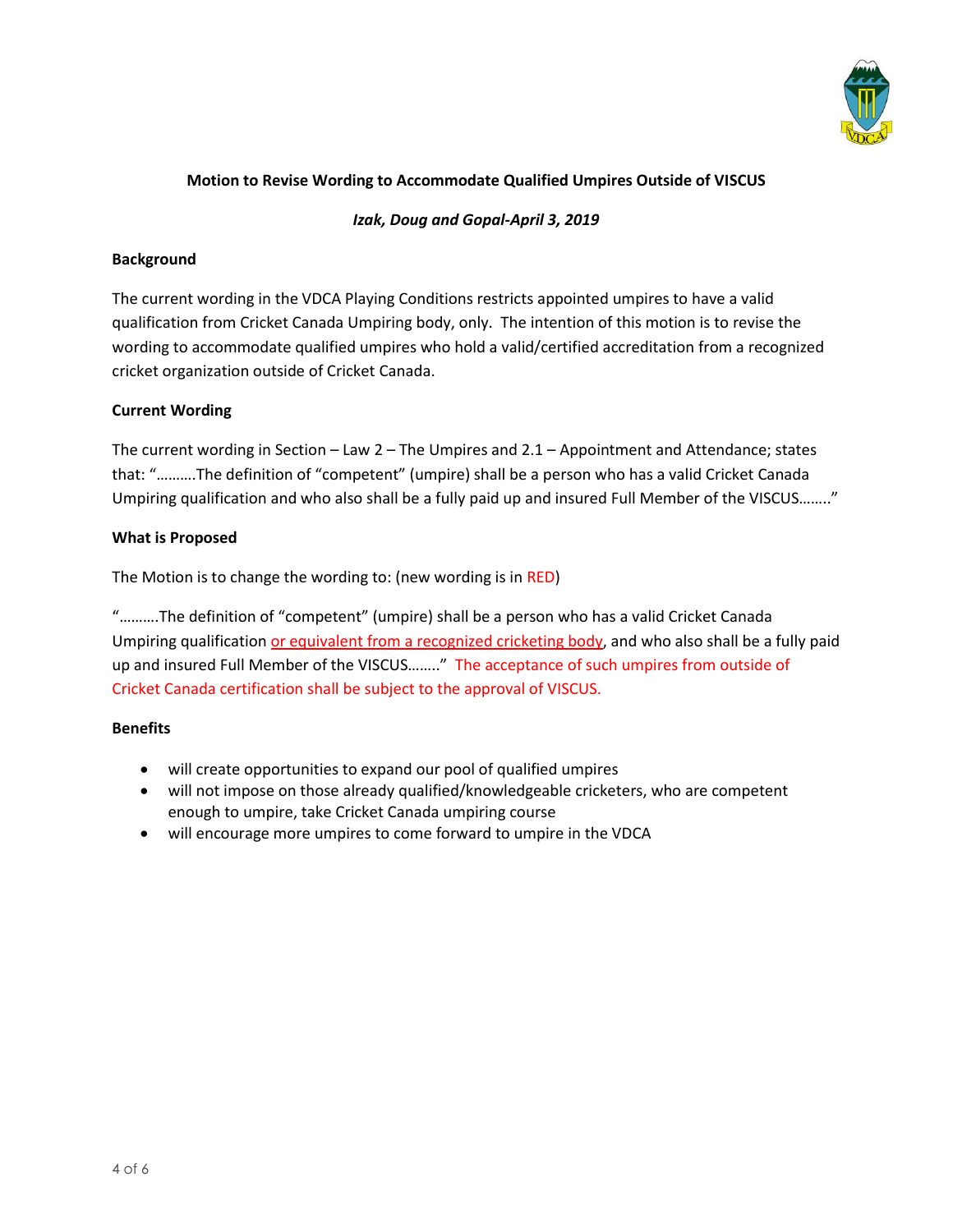**Motion to Revise Wording to Accommodate Qualified Umpires Outside of VISCUS**

*Izak, Doug and Gopal-April 3, 2019*

**Background**

The current wording in the VDCA Playing Conditions restricts appointed umpires to have a valid qualification from Cricket Canada Umpiring body, only. The intention of this motion is to revise the wording to accommodate qualified umpires who hold a valid/certified accreditation from a recognized cricket organization outside of Cricket Canada.

**Current Wording**

The current wording in Section – Law 2 – The Umpires and 2.1 – Appointment and Attendance; states that: "……….The definition of "competent" (umpire) shall be a person who has a valid Cricket Canada Umpiring qualification and who also shall be a fully paid up and insured Full Member of the VISCUS…….."

**What is Proposed**

The Motion is to change the wording to: (new wording is in RED)

"……….The definition of "competent" (umpire) shall be a person who has a valid Cricket Canada Umpiring qualification or equivalent from a recognized cricketing body, and who also shall be a fully paid up and insured Full Member of the VISCUS…….." The acceptance of such umpires from outside of Cricket Canada certification shall be subject to the approval of VISCUS.

**Benefits**

- will create opportunities to expand our pool of qualified umpires
- will not impose on those already qualified/knowledgeable cricketers, who are competent enough to umpire, take Cricket Canada umpiring course
- will encourage more umpires to come forward to umpire in the VDCA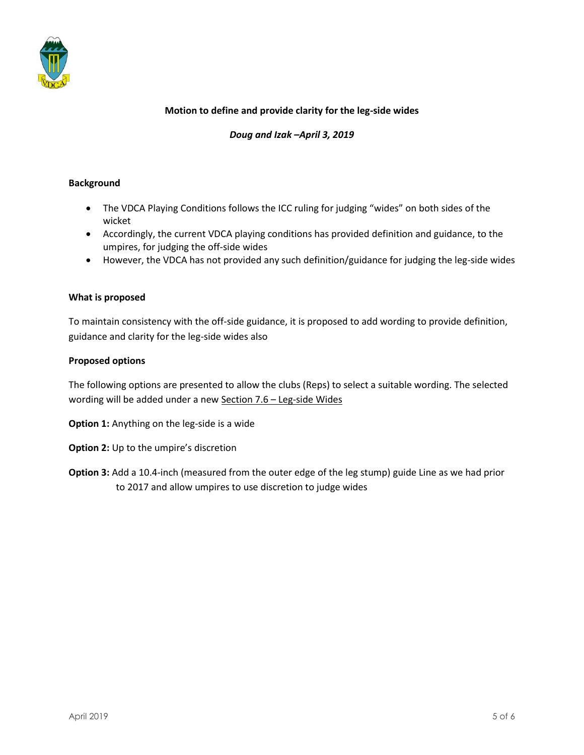**Motion to define and provide clarity for the leg-side wides**

***Doug and Izak –April 3, 2019***

**Background**

- The VDCA Playing Conditions follows the ICC ruling for judging "wides" on both sides of the wicket
- Accordingly, the current VDCA playing conditions has provided definition and guidance, to the umpires, for judging the off-side wides
- However, the VDCA has not provided any such definition/guidance for judging the leg-side wides

**What is proposed**

To maintain consistency with the off-side guidance, it is proposed to add wording to provide definition, guidance and clarity for the leg-side wides also

**Proposed options**

The following options are presented to allow the clubs (Reps) to select a suitable wording. The selected wording will be added under a new <u>Section 7.6 – Leg-side Wides</u>

**Option 1:** Anything on the leg-side is a wide

**Option 2:** Up to the umpire's discretion

**Option 3:** Add a 10.4-inch (measured from the outer edge of the leg stump) guide Line as we had prior to 2017 and allow umpires to use discretion to judge wides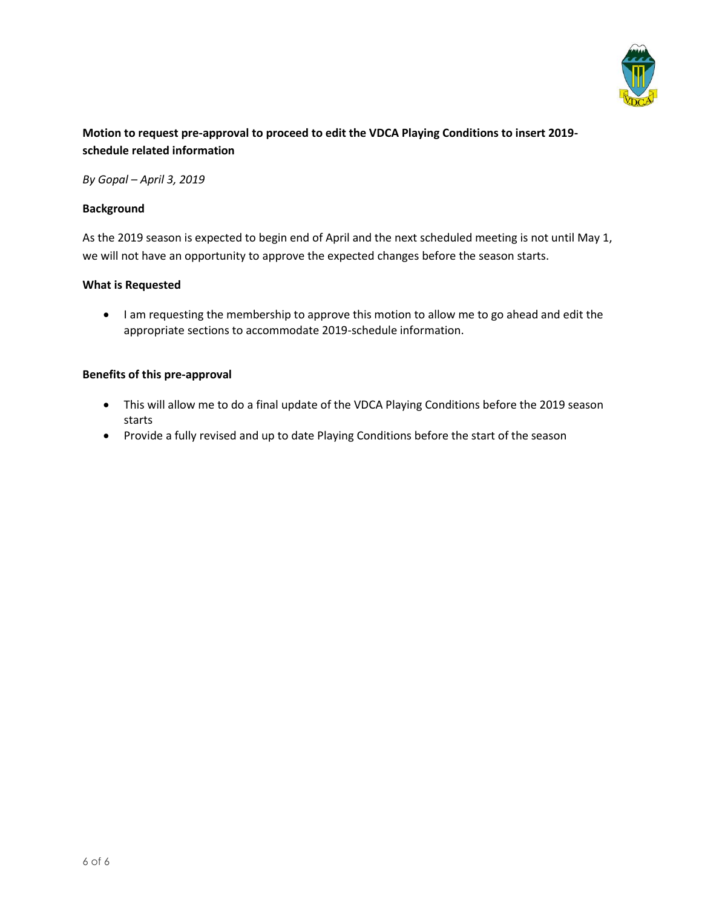**Motion to request pre-approval to proceed to edit the VDCA Playing Conditions to insert 2019-schedule related information**

*By Gopal – April 3, 2019*

**Background**

As the 2019 season is expected to begin end of April and the next scheduled meeting is not until May 1, we will not have an opportunity to approve the expected changes before the season starts.

**What is Requested**

- I am requesting the membership to approve this motion to allow me to go ahead and edit the appropriate sections to accommodate 2019-schedule information.

**Benefits of this pre-approval**

- This will allow me to do a final update of the VDCA Playing Conditions before the 2019 season starts
- Provide a fully revised and up to date Playing Conditions before the start of the season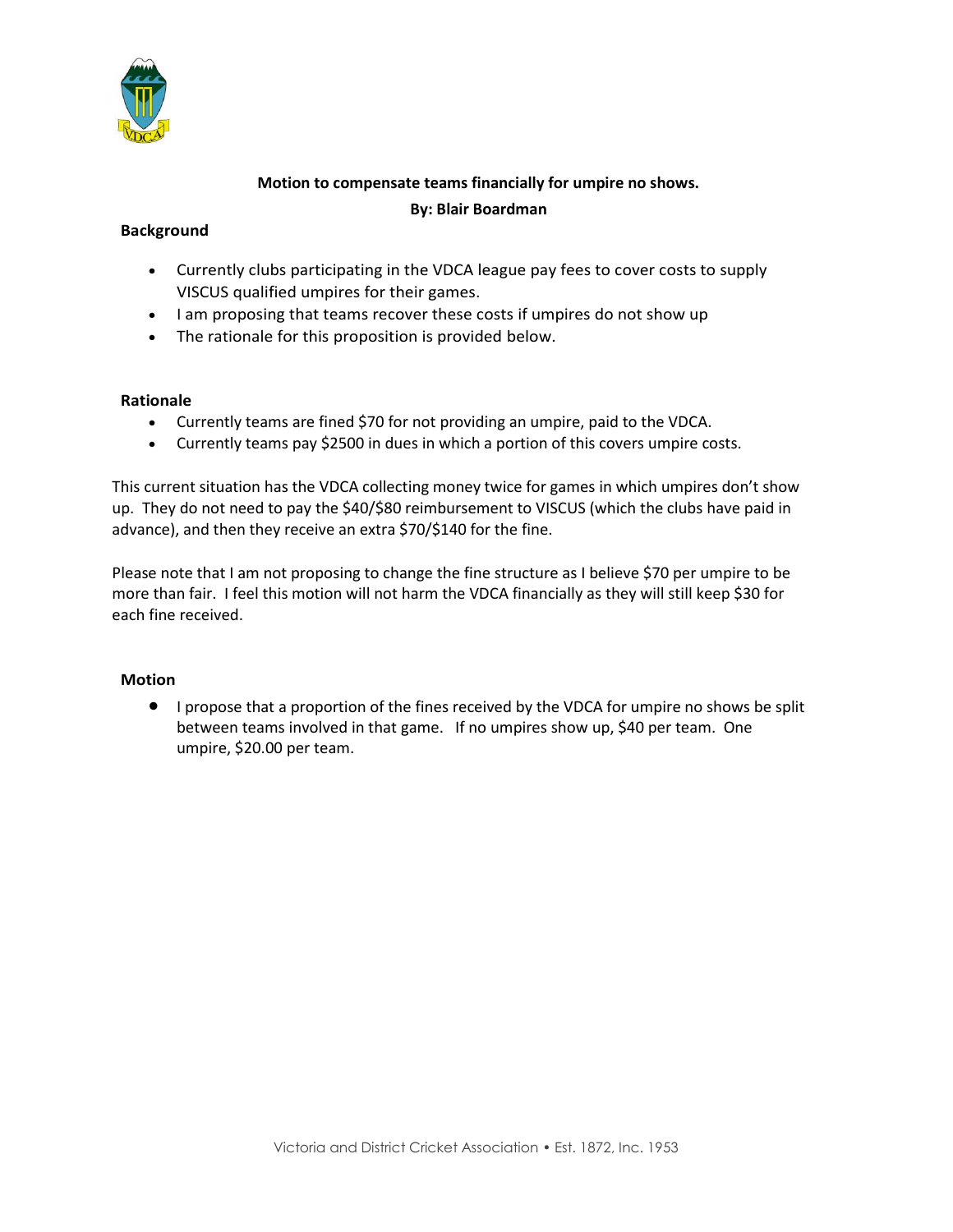**Motion to compensate teams financially for umpire no shows.**

**By: Blair Boardman**

### Background

- Currently clubs participating in the VDCA league pay fees to cover costs to supply VISCUS qualified umpires for their games.
- I am proposing that teams recover these costs if umpires do not show up
- The rationale for this proposition is provided below.

### Rationale

- Currently teams are fined $70 for not providing an umpire, paid to the VDCA.
- Currently teams pay $2500 in dues in which a portion of this covers umpire costs.

This current situation has the VDCA collecting money twice for games in which umpires don't show up. They do not need to pay the $40/$80 reimbursement to VISCUS (which the clubs have paid in advance), and then they receive an extra $70/$140 for the fine.

Please note that I am not proposing to change the fine structure as I believe $70 per umpire to be more than fair. I feel this motion will not harm the VDCA financially as they will still keep $30 for each fine received.

### Motion

- I propose that a proportion of the fines received by the VDCA for umpire no shows be split between teams involved in that game. If no umpires show up, $40 per team. One umpire, $20.00 per team.